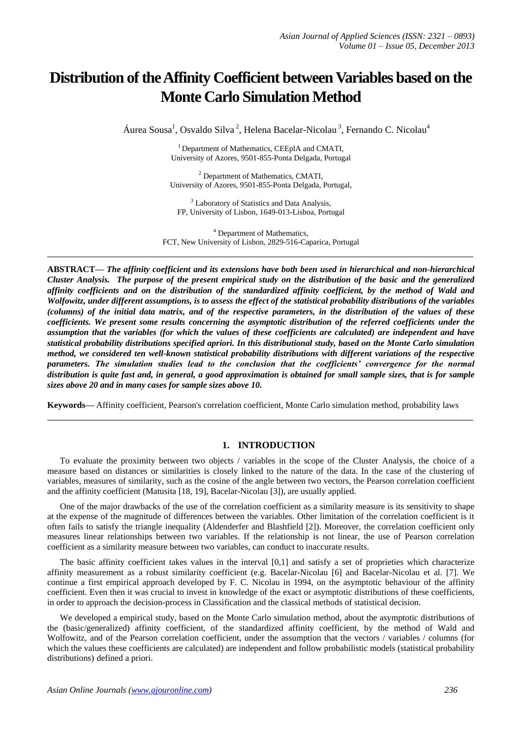# Distribution of the Affinity Coefficient between Variables based on the Monte Carlo Simulation Method

Áurea Sousa[1], Osvaldo Silva [2], Helena Bacelar-Nicolau [3], Fernando C. Nicolau[4]

[1] Department of Mathematics, CEEplA and CMATI, University of Azores, 9501-855-Ponta Delgada, Portugal

[2] Department of Mathematics, CMATI, University of Azores, 9501-855-Ponta Delgada, Portugal,

[3] Laboratory of Statistics and Data Analysis, FP, University of Lisbon, 1649-013-Lisboa, Portugal

[4] Department of Mathematics, FCT, New University of Lisbon, 2829-516-Caparica, Portugal

---

**ABSTRACT—** ***The affinity coefficient and its extensions have both been used in hierarchical and non-hierarchical Cluster Analysis. The purpose of the present empirical study on the distribution of the basic and the generalized affinity coefficients and on the distribution of the standardized affinity coefficient, by the method of Wald and Wolfowitz, under different assumptions, is to assess the effect of the statistical probability distributions of the variables (columns) of the initial data matrix, and of the respective parameters, in the distribution of the values of these coefficients. We present some results concerning the asymptotic distribution of the referred coefficients under the assumption that the variables (for which the values of these coefficients are calculated) are independent and have statistical probability distributions specified apriori. In this distributional study, based on the Monte Carlo simulation method, we considered ten well-known statistical probability distributions with different variations of the respective parameters. The simulation studies lead to the conclusion that the coefficients' convergence for the normal distribution is quite fast and, in general, a good approximation is obtained for small sample sizes, that is for sample sizes above 20 and in many cases for sample sizes above 10.***

**Keywords—** Affinity coefficient, Pearson's correlation coefficient, Monte Carlo simulation method, probability laws

---

## 1. INTRODUCTION

To evaluate the proximity between two objects / variables in the scope of the Cluster Analysis, the choice of a measure based on distances or similarities is closely linked to the nature of the data. In the case of the clustering of variables, measures of similarity, such as the cosine of the angle between two vectors, the Pearson correlation coefficient and the affinity coefficient (Matusita [18, 19], Bacelar-Nicolau [3]), are usually applied.

One of the major drawbacks of the use of the correlation coefficient as a similarity measure is its sensitivity to shape at the expense of the magnitude of differences between the variables. Other limitation of the correlation coefficient is it often fails to satisfy the triangle inequality (Aldenderfer and Blashfield [2]). Moreover, the correlation coefficient only measures linear relationships between two variables. If the relationship is not linear, the use of Pearson correlation coefficient as a similarity measure between two variables, can conduct to inaccurate results.

The basic affinity coefficient takes values in the interval [0,1] and satisfy a set of proprieties which characterize affinity measurement as a robust similarity coefficient (e.g. Bacelar-Nicolau [6] and Bacelar-Nicolau et al. [7]. We continue a first empirical approach developed by F. C. Nicolau in 1994, on the asymptotic behaviour of the affinity coefficient. Even then it was crucial to invest in knowledge of the exact or asymptotic distributions of these coefficients, in order to approach the decision-process in Classification and the classical methods of statistical decision.

We developed a empirical study, based on the Monte Carlo simulation method, about the asymptotic distributions of the (basic/generalized) affinity coefficient, of the standardized affinity coefficient, by the method of Wald and Wolfowitz, and of the Pearson correlation coefficient, under the assumption that the vectors / variables / columns (for which the values these coefficients are calculated) are independent and follow probabilistic models (statistical probability distributions) defined a priori.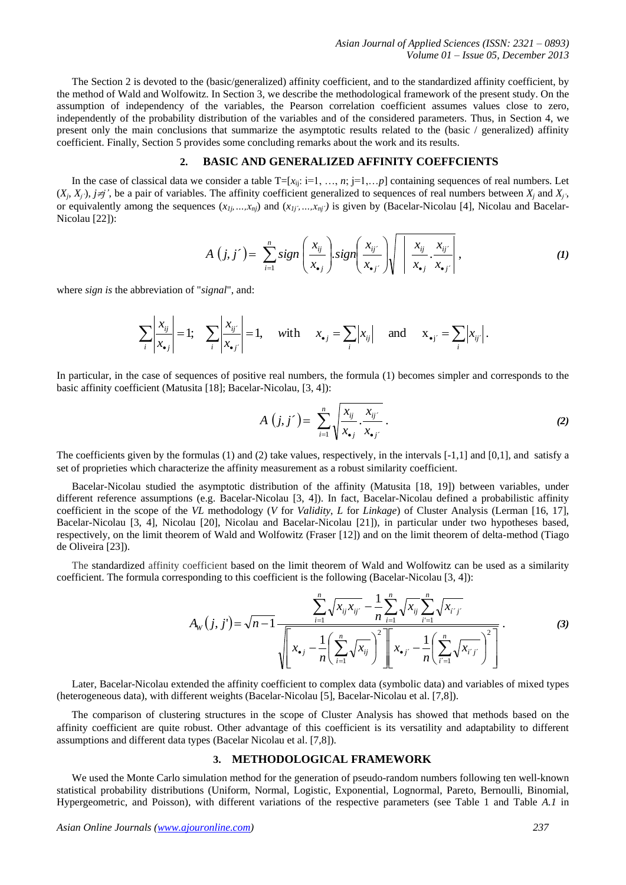The Section 2 is devoted to the (basic/generalized) affinity coefficient, and to the standardized affinity coefficient, by the method of Wald and Wolfowitz. In Section 3, we describe the methodological framework of the present study. On the assumption of independency of the variables, the Pearson correlation coefficient assumes values close to zero, independently of the probability distribution of the variables and of the considered parameters. Thus, in Section 4, we present only the main conclusions that summarize the asymptotic results related to the (basic / generalized) affinity coefficient. Finally, Section 5 provides some concluding remarks about the work and its results.

## 2. BASIC AND GENERALIZED AFFINITY COEFFCIENTS

In the case of classical data we consider a table $T=[x_{ij}: i=1, \ldots, n; j=1,\ldots p]$ containing sequences of real numbers. Let $(X_j, X_{j'})$, $j \neq j'$, be a pair of variables. The affinity coefficient generalized to sequences of real numbers between $X_j$ and $X_{j'}$, or equivalently among the sequences $(x_{1j},\ldots,x_{nj})$ and $(x_{1j'},\ldots,x_{nj'})$ is given by (Bacelar-Nicolau [4], Nicolau and Bacelar-Nicolau [22]):

$$A\left(j, j'\right) = \sum_{i=1}^{n} sign\left(\frac{x_{ij}}{x_{\bullet j}}\right).sign\left(\frac{x_{ij'}}{x_{\bullet j'}}\right)\sqrt{\left|\frac{x_{ij}}{x_{\bullet j}}.\frac{x_{ij'}}{x_{\bullet j'}}\right|}, \tag{1}$$

where *sign is* the abbreviation of "*signal*", and:

$$\sum_i \left|\frac{x_{ij}}{x_{\bullet j}}\right| = 1; \quad \sum_i \left|\frac{x_{ij'}}{x_{\bullet j'}}\right| = 1, \quad with \quad x_{\bullet j} = \sum_i \left|x_{ij}\right| \quad \text{and} \quad x_{\bullet j'} = \sum_i \left|x_{ij'}\right|.$$

In particular, in the case of sequences of positive real numbers, the formula (1) becomes simpler and corresponds to the basic affinity coefficient (Matusita [18]; Bacelar-Nicolau, [3, 4]):

$$A\left(j, j'\right) = \sum_{i=1}^{n} \sqrt{\frac{x_{ij}}{x_{\bullet j}}.\frac{x_{ij'}}{x_{\bullet j'}}}. \tag{2}$$

The coefficients given by the formulas (1) and (2) take values, respectively, in the intervals [-1,1] and [0,1], and satisfy a set of proprieties which characterize the affinity measurement as a robust similarity coefficient.

Bacelar-Nicolau studied the asymptotic distribution of the affinity (Matusita [18, 19]) between variables, under different reference assumptions (e.g. Bacelar-Nicolau [3, 4]). In fact, Bacelar-Nicolau defined a probabilistic affinity coefficient in the scope of the *VL* methodology (*V* for *Validity*, *L* for *Linkage*) of Cluster Analysis (Lerman [16, 17], Bacelar-Nicolau [3, 4], Nicolau [20], Nicolau and Bacelar-Nicolau [21]), in particular under two hypotheses based, respectively, on the limit theorem of Wald and Wolfowitz (Fraser [12]) and on the limit theorem of delta-method (Tiago de Oliveira [23]).

The standardized affinity coefficient based on the limit theorem of Wald and Wolfowitz can be used as a similarity coefficient. The formula corresponding to this coefficient is the following (Bacelar-Nicolau [3, 4]):

$$A_W(j, j') = \sqrt{n-1}\,\frac{\sum_{i=1}^{n}\sqrt{x_{ij}x_{ij'}} - \frac{1}{n}\sum_{i=1}^{n}\sqrt{x_{ij}}\sum_{i'=1}^{n}\sqrt{x_{i'j'}}}{\sqrt{\left[x_{\bullet j} - \frac{1}{n}\left(\sum_{i=1}^{n}\sqrt{x_{ij}}\right)^2\right]\left[x_{\bullet j'} - \frac{1}{n}\left(\sum_{i'=1}^{n}\sqrt{x_{i'j'}}\right)^2\right]}}. \tag{3}$$

Later, Bacelar-Nicolau extended the affinity coefficient to complex data (symbolic data) and variables of mixed types (heterogeneous data), with different weights (Bacelar-Nicolau [5], Bacelar-Nicolau et al. [7,8]).

The comparison of clustering structures in the scope of Cluster Analysis has showed that methods based on the affinity coefficient are quite robust. Other advantage of this coefficient is its versatility and adaptability to different assumptions and different data types (Bacelar Nicolau et al. [7,8]).

## 3. METHODOLOGICAL FRAMEWORK

We used the Monte Carlo simulation method for the generation of pseudo-random numbers following ten well-known statistical probability distributions (Uniform, Normal, Logistic, Exponential, Lognormal, Pareto, Bernoulli, Binomial, Hypergeometric, and Poisson), with different variations of the respective parameters (see Table 1 and Table *A.1* in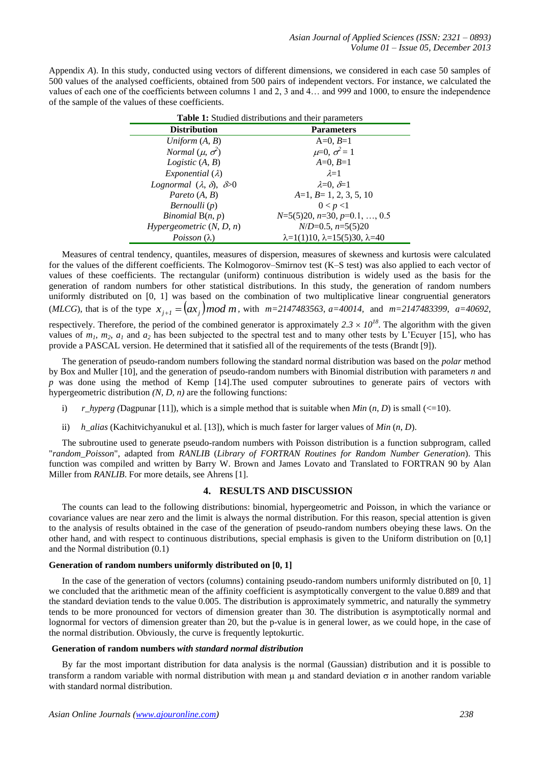Appendix *A*). In this study, conducted using vectors of different dimensions, we considered in each case 50 samples of 500 values of the analysed coefficients, obtained from 500 pairs of independent vectors. For instance, we calculated the values of each one of the coefficients between columns 1 and 2, 3 and 4… and 999 and 1000, to ensure the independence of the sample of the values of these coefficients.

**Table 1:** Studied distributions and their parameters

| Distribution | Parameters |
|---|---|
| *Uniform* $(A, B)$ | $A=0, B=1$ |
| *Normal* $(\mu, \sigma^2)$ | $\mu=0, \sigma^2 = 1$ |
| *Logistic* $(A, B)$ | $A=0, B=1$ |
| *Exponential* $(\lambda)$ | $\lambda=1$ |
| *Lognormal* $(\lambda, \delta)$, $\delta>0$ | $\lambda=0, \delta=1$ |
| *Pareto* $(A, B)$ | $A=1, B= 1, 2, 3, 5, 10$ |
| *Bernoulli* $(p)$ | $0 < p < 1$ |
| *Binomial* $B(n, p)$ | $N=5(5)20$, $n=30$, $p=0.1, \ldots, 0.5$ |
| *Hypergeometric* $(N, D, n)$ | $N/D=0.5$, $n=5(5)20$ |
| *Poisson* $(\lambda)$ | $\lambda=1(1)10$, $\lambda=15(5)30$, $\lambda=40$ |

Measures of central tendency, quantiles, measures of dispersion, measures of skewness and kurtosis were calculated for the values of the different coefficients. The Kolmogorov–Smirnov test (K–S test) was also applied to each vector of values of these coefficients. The rectangular (uniform) continuous distribution is widely used as the basis for the generation of random numbers for other statistical distributions. In this study, the generation of random numbers uniformly distributed on [0, 1] was based on the combination of two multiplicative linear congruential generators (*MLCG*), that is of the type $x_{j+1} = (ax_j) \bmod m$, with $m=2147483563$, $a=40014$, and $m=2147483399$, $a=40692$, respectively. Therefore, the period of the combined generator is approximately $2.3 \times 10^{18}$. The algorithm with the given values of $m_1$, $m_2$, $a_1$ and $a_2$ has been subjected to the spectral test and to many other tests by L'Ecuyer [15], who has provide a PASCAL version. He determined that it satisfied all of the requirements of the tests (Brandt [9]).

The generation of pseudo-random numbers following the standard normal distribution was based on the *polar* method by Box and Muller [10], and the generation of pseudo-random numbers with Binomial distribution with parameters *n* and *p* was done using the method of Kemp [14].The used computer subroutines to generate pairs of vectors with hypergeometric distribution *(N, D, n)* are the following functions:

i) *r_hyperg (*Dagpunar [11]), which is a simple method that is suitable when *Min* (*n*, *D*) is small (<=10).

ii) *h_alias* (Kachitvichyanukul et al. [13]), which is much faster for larger values of *Min* (*n*, *D*).

The subroutine used to generate pseudo-random numbers with Poisson distribution is a function subprogram, called "*random_Poisson*", adapted from *RANLIB* (*Library of FORTRAN Routines for Random Number Generation*). This function was compiled and written by Barry W. Brown and James Lovato and Translated to FORTRAN 90 by Alan Miller from *RANLIB*. For more details, see Ahrens [1].

## 4. RESULTS AND DISCUSSION

The counts can lead to the following distributions: binomial, hypergeometric and Poisson, in which the variance or covariance values are near zero and the limit is always the normal distribution. For this reason, special attention is given to the analysis of results obtained in the case of the generation of pseudo-random numbers obeying these laws. On the other hand, and with respect to continuous distributions, special emphasis is given to the Uniform distribution on [0,1] and the Normal distribution (0.1)

### Generation of random numbers uniformly distributed on [0, 1]

In the case of the generation of vectors (columns) containing pseudo-random numbers uniformly distributed on [0, 1] we concluded that the arithmetic mean of the affinity coefficient is asymptotically convergent to the value 0.889 and that the standard deviation tends to the value 0.005. The distribution is approximately symmetric, and naturally the symmetry tends to be more pronounced for vectors of dimension greater than 30. The distribution is asymptotically normal and lognormal for vectors of dimension greater than 20, but the p-value is in general lower, as we could hope, in the case of the normal distribution. Obviously, the curve is frequently leptokurtic.

### Generation of random numbers *with standard normal distribution*

By far the most important distribution for data analysis is the normal (Gaussian) distribution and it is possible to transform a random variable with normal distribution with mean $\mu$ and standard deviation $\sigma$ in another random variable with standard normal distribution.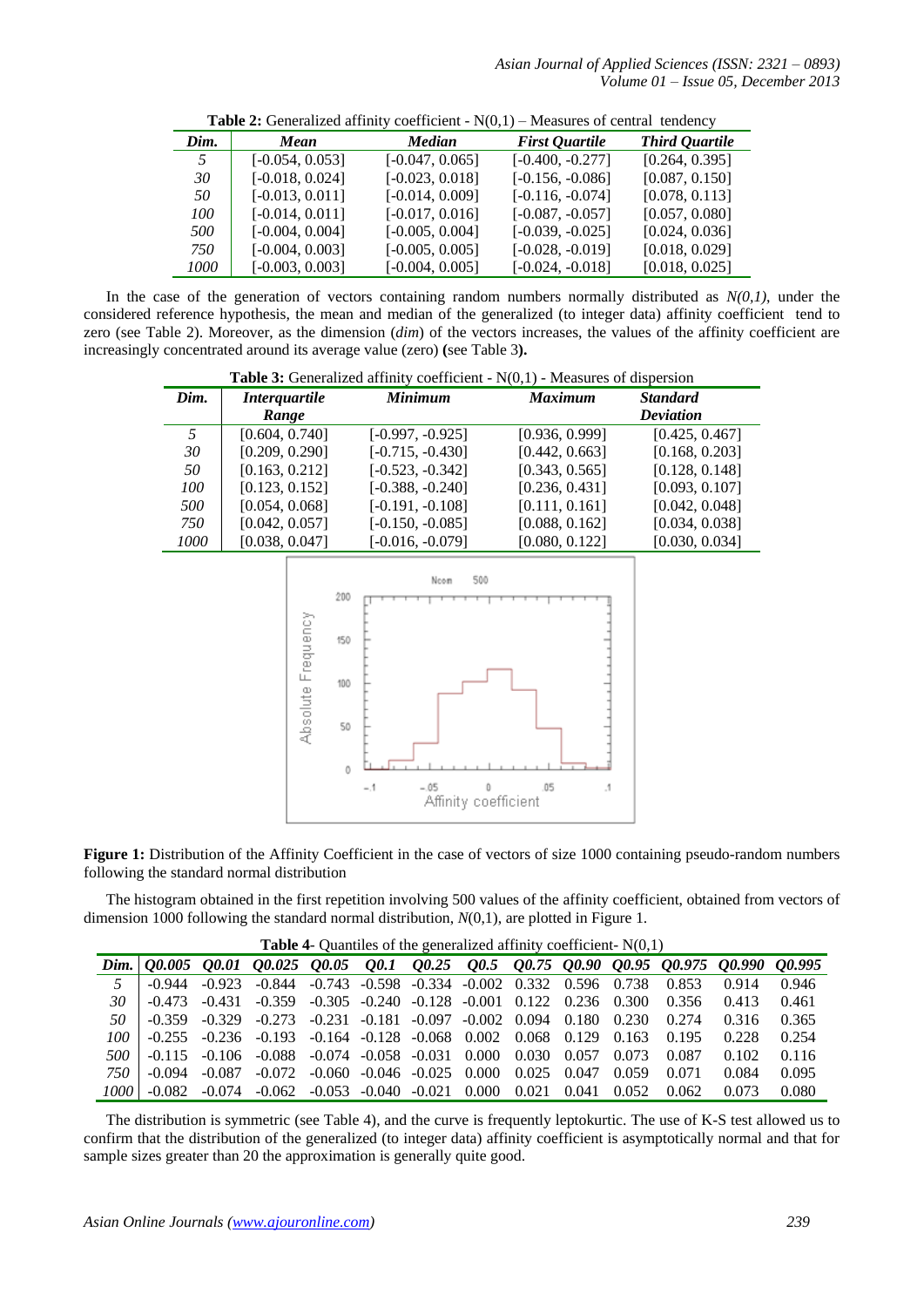**Table 2:** Generalized affinity coefficient - N(0,1) – Measures of central tendency

| *Dim.* | *Mean* | *Median* | *First Quartile* | *Third Quartile* |
|---|---|---|---|---|
| *5* | [-0.054, 0.053] | [-0.047, 0.065] | [-0.400, -0.277] | [0.264, 0.395] |
| *30* | [-0.018, 0.024] | [-0.023, 0.018] | [-0.156, -0.086] | [0.087, 0.150] |
| *50* | [-0.013, 0.011] | [-0.014, 0.009] | [-0.116, -0.074] | [0.078, 0.113] |
| *100* | [-0.014, 0.011] | [-0.017, 0.016] | [-0.087, -0.057] | [0.057, 0.080] |
| *500* | [-0.004, 0.004] | [-0.005, 0.004] | [-0.039, -0.025] | [0.024, 0.036] |
| *750* | [-0.004, 0.003] | [-0.005, 0.005] | [-0.028, -0.019] | [0.018, 0.029] |
| *1000* | [-0.003, 0.003] | [-0.004, 0.005] | [-0.024, -0.018] | [0.018, 0.025] |

In the case of the generation of vectors containing random numbers normally distributed as *N(0,1)*, under the considered reference hypothesis, the mean and median of the generalized (to integer data) affinity coefficient tend to zero (see Table 2). Moreover, as the dimension (*dim*) of the vectors increases, the values of the affinity coefficient are increasingly concentrated around its average value (zero) **(**see Table 3**).**

**Table 3:** Generalized affinity coefficient - N(0,1) - Measures of dispersion

| *Dim.* | *Interquartile Range* | *Minimum* | *Maximum* | *Standard Deviation* |
|---|---|---|---|---|
| *5* | [0.604, 0.740] | [-0.997, -0.925] | [0.936, 0.999] | [0.425, 0.467] |
| *30* | [0.209, 0.290] | [-0.715, -0.430] | [0.442, 0.663] | [0.168, 0.203] |
| *50* | [0.163, 0.212] | [-0.523, -0.342] | [0.343, 0.565] | [0.128, 0.148] |
| *100* | [0.123, 0.152] | [-0.388, -0.240] | [0.236, 0.431] | [0.093, 0.107] |
| *500* | [0.054, 0.068] | [-0.191, -0.108] | [0.111, 0.161] | [0.042, 0.048] |
| *750* | [0.042, 0.057] | [-0.150, -0.085] | [0.088, 0.162] | [0.034, 0.038] |
| *1000* | [0.038, 0.047] | [-0.016, -0.079] | [0.080, 0.122] | [0.030, 0.034] |

**Figure 1:** Distribution of the Affinity Coefficient in the case of vectors of size 1000 containing pseudo-random numbers following the standard normal distribution

The histogram obtained in the first repetition involving 500 values of the affinity coefficient, obtained from vectors of dimension 1000 following the standard normal distribution, *N*(0,1), are plotted in Figure 1.

**Table 4**- Quantiles of the generalized affinity coefficient- N(0,1)

| *Dim.* | *Q0.005* | *Q0.01* | *Q0.025* | *Q0.05* | *Q0.1* | *Q0.25* | *Q0.5* | *Q0.75* | *Q0.90* | *Q0.95* | *Q0.975* | *Q0.990* | *Q0.995* |
|---|---|---|---|---|---|---|---|---|---|---|---|---|---|
| *5* | -0.944 | -0.923 | -0.844 | -0.743 | -0.598 | -0.334 | -0.002 | 0.332 | 0.596 | 0.738 | 0.853 | 0.914 | 0.946 |
| *30* | -0.473 | -0.431 | -0.359 | -0.305 | -0.240 | -0.128 | -0.001 | 0.122 | 0.236 | 0.300 | 0.356 | 0.413 | 0.461 |
| *50* | -0.359 | -0.329 | -0.273 | -0.231 | -0.181 | -0.097 | -0.002 | 0.094 | 0.180 | 0.230 | 0.274 | 0.316 | 0.365 |
| *100* | -0.255 | -0.236 | -0.193 | -0.164 | -0.128 | -0.068 | 0.002 | 0.068 | 0.129 | 0.163 | 0.195 | 0.228 | 0.254 |
| *500* | -0.115 | -0.106 | -0.088 | -0.074 | -0.058 | -0.031 | 0.000 | 0.030 | 0.057 | 0.073 | 0.087 | 0.102 | 0.116 |
| *750* | -0.094 | -0.087 | -0.072 | -0.060 | -0.046 | -0.025 | 0.000 | 0.025 | 0.047 | 0.059 | 0.071 | 0.084 | 0.095 |
| *1000* | -0.082 | -0.074 | -0.062 | -0.053 | -0.040 | -0.021 | 0.000 | 0.021 | 0.041 | 0.052 | 0.062 | 0.073 | 0.080 |

The distribution is symmetric (see Table 4), and the curve is frequently leptokurtic. The use of K-S test allowed us to confirm that the distribution of the generalized (to integer data) affinity coefficient is asymptotically normal and that for sample sizes greater than 20 the approximation is generally quite good.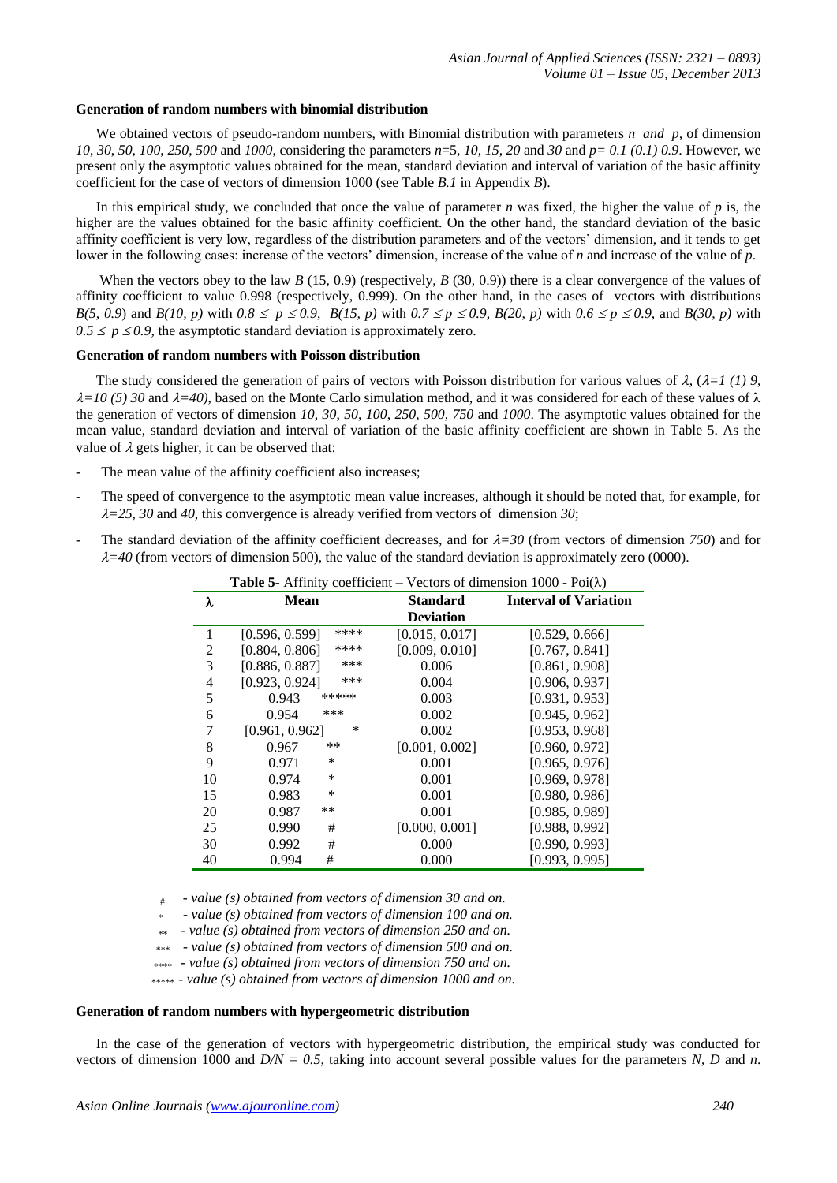### Generation of random numbers with binomial distribution

We obtained vectors of pseudo-random numbers, with Binomial distribution with parameters $n$ and $p$, of dimension *10, 30, 50, 100, 250, 500* and *1000*, considering the parameters $n$=5, *10, 15, 20* and *30* and $p= 0.1\ (0.1)\ 0.9$. However, we present only the asymptotic values obtained for the mean, standard deviation and interval of variation of the basic affinity coefficient for the case of vectors of dimension 1000 (see Table *B.1* in Appendix *B*).

In this empirical study, we concluded that once the value of parameter $n$ was fixed, the higher the value of $p$ is, the higher are the values obtained for the basic affinity coefficient. On the other hand, the standard deviation of the basic affinity coefficient is very low, regardless of the distribution parameters and of the vectors' dimension, and it tends to get lower in the following cases: increase of the vectors' dimension, increase of the value of $n$ and increase of the value of $p$.

When the vectors obey to the law $B$ (15, 0.9) (respectively, $B$ (30, 0.9)) there is a clear convergence of the values of affinity coefficient to value 0.998 (respectively, 0.999). On the other hand, in the cases of vectors with distributions $B(5, 0.9)$ and $B(10, p)$ with $0.8 \leq p \leq 0.9$, $B(15, p)$ with $0.7 \leq p \leq 0.9$, $B(20, p)$ with $0.6 \leq p \leq 0.9$, and $B(30, p)$ with $0.5 \leq p \leq 0.9$, the asymptotic standard deviation is approximately zero.

### Generation of random numbers with Poisson distribution

The study considered the generation of pairs of vectors with Poisson distribution for various values of $\lambda$, ($\lambda=1\ (1)\ 9$, $\lambda=10\ (5)\ 30$ and $\lambda=40$), based on the Monte Carlo simulation method, and it was considered for each of these values of $\lambda$ the generation of vectors of dimension *10, 30, 50, 100, 250, 500, 750* and *1000*. The asymptotic values obtained for the mean value, standard deviation and interval of variation of the basic affinity coefficient are shown in Table 5. As the value of $\lambda$ gets higher, it can be observed that:

- The mean value of the affinity coefficient also increases;
- The speed of convergence to the asymptotic mean value increases, although it should be noted that, for example, for $\lambda=25$, *30* and *40*, this convergence is already verified from vectors of dimension *30*;
- The standard deviation of the affinity coefficient decreases, and for $\lambda=30$ (from vectors of dimension *750*) and for $\lambda=40$ (from vectors of dimension 500), the value of the standard deviation is approximately zero (0000).

**Table 5**- Affinity coefficient – Vectors of dimension 1000 - Poi($\lambda$)

| $\lambda$ | Mean | Standard Deviation | Interval of Variation |
|---|---|---|---|
| 1 | [0.596, 0.599] **** | [0.015, 0.017] | [0.529, 0.666] |
| 2 | [0.804, 0.806] **** | [0.009, 0.010] | [0.767, 0.841] |
| 3 | [0.886, 0.887] *** | 0.006 | [0.861, 0.908] |
| 4 | [0.923, 0.924] *** | 0.004 | [0.906, 0.937] |
| 5 | 0.943 ***** | 0.003 | [0.931, 0.953] |
| 6 | 0.954 *** | 0.002 | [0.945, 0.962] |
| 7 | [0.961, 0.962] * | 0.002 | [0.953, 0.968] |
| 8 | 0.967 ** | [0.001, 0.002] | [0.960, 0.972] |
| 9 | 0.971 * | 0.001 | [0.965, 0.976] |
| 10 | 0.974 * | 0.001 | [0.969, 0.978] |
| 15 | 0.983 * | 0.001 | [0.980, 0.986] |
| 20 | 0.987 ** | 0.001 | [0.985, 0.989] |
| 25 | 0.990 # | [0.000, 0.001] | [0.988, 0.992] |
| 30 | 0.992 # | 0.000 | [0.990, 0.993] |
| 40 | 0.994 # | 0.000 | [0.993, 0.995] |

\# *- value (s) obtained from vectors of dimension 30 and on.*
\* *- value (s) obtained from vectors of dimension 100 and on.*
\** *- value (s) obtained from vectors of dimension 250 and on.*
\*** *- value (s) obtained from vectors of dimension 500 and on.*
\**** *- value (s) obtained from vectors of dimension 750 and on.*
\***** *- value (s) obtained from vectors of dimension 1000 and on.*

### Generation of random numbers with hypergeometric distribution

In the case of the generation of vectors with hypergeometric distribution, the empirical study was conducted for vectors of dimension 1000 and $D/N = 0.5$, taking into account several possible values for the parameters $N$, $D$ and $n$.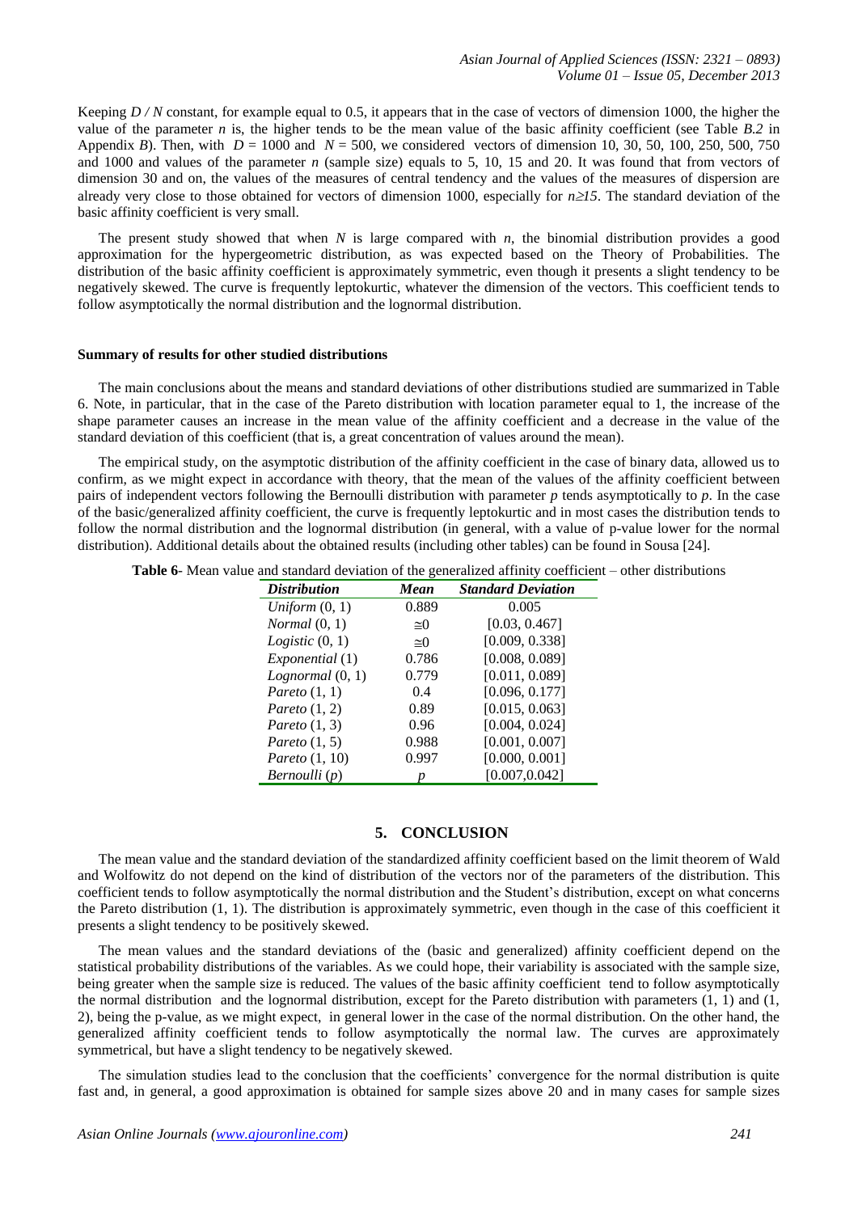Keeping $D / N$ constant, for example equal to 0.5, it appears that in the case of vectors of dimension 1000, the higher the value of the parameter $n$ is, the higher tends to be the mean value of the basic affinity coefficient (see Table *B.2* in Appendix *B*). Then, with $D = 1000$ and $N = 500$, we considered vectors of dimension 10, 30, 50, 100, 250, 500, 750 and 1000 and values of the parameter $n$ (sample size) equals to 5, 10, 15 and 20. It was found that from vectors of dimension 30 and on, the values of the measures of central tendency and the values of the measures of dispersion are already very close to those obtained for vectors of dimension 1000, especially for $n \geq 15$. The standard deviation of the basic affinity coefficient is very small.

The present study showed that when $N$ is large compared with $n$, the binomial distribution provides a good approximation for the hypergeometric distribution, as was expected based on the Theory of Probabilities. The distribution of the basic affinity coefficient is approximately symmetric, even though it presents a slight tendency to be negatively skewed. The curve is frequently leptokurtic, whatever the dimension of the vectors. This coefficient tends to follow asymptotically the normal distribution and the lognormal distribution.

**Summary of results for other studied distributions**

The main conclusions about the means and standard deviations of other distributions studied are summarized in Table 6. Note, in particular, that in the case of the Pareto distribution with location parameter equal to 1, the increase of the shape parameter causes an increase in the mean value of the affinity coefficient and a decrease in the value of the standard deviation of this coefficient (that is, a great concentration of values around the mean).

The empirical study, on the asymptotic distribution of the affinity coefficient in the case of binary data, allowed us to confirm, as we might expect in accordance with theory, that the mean of the values of the affinity coefficient between pairs of independent vectors following the Bernoulli distribution with parameter $p$ tends asymptotically to $p$. In the case of the basic/generalized affinity coefficient, the curve is frequently leptokurtic and in most cases the distribution tends to follow the normal distribution and the lognormal distribution (in general, with a value of p-value lower for the normal distribution). Additional details about the obtained results (including other tables) can be found in Sousa [24].

**Table 6**- Mean value and standard deviation of the generalized affinity coefficient – other distributions

| *Distribution* | *Mean* | *Standard Deviation* |
|---|---|---|
| *Uniform* (0, 1) | 0.889 | 0.005 |
| *Normal* (0, 1) | $\cong 0$ | [0.03, 0.467] |
| *Logistic* (0, 1) | $\cong 0$ | [0.009, 0.338] |
| *Exponential* (1) | 0.786 | [0.008, 0.089] |
| *Lognormal* (0, 1) | 0.779 | [0.011, 0.089] |
| *Pareto* (1, 1) | 0.4 | [0.096, 0.177] |
| *Pareto* (1, 2) | 0.89 | [0.015, 0.063] |
| *Pareto* (1, 3) | 0.96 | [0.004, 0.024] |
| *Pareto* (1, 5) | 0.988 | [0.001, 0.007] |
| *Pareto* (1, 10) | 0.997 | [0.000, 0.001] |
| *Bernoulli* ($p$) | $p$ | [0.007,0.042] |

## 5. CONCLUSION

The mean value and the standard deviation of the standardized affinity coefficient based on the limit theorem of Wald and Wolfowitz do not depend on the kind of distribution of the vectors nor of the parameters of the distribution. This coefficient tends to follow asymptotically the normal distribution and the Student's distribution, except on what concerns the Pareto distribution (1, 1). The distribution is approximately symmetric, even though in the case of this coefficient it presents a slight tendency to be positively skewed.

The mean values and the standard deviations of the (basic and generalized) affinity coefficient depend on the statistical probability distributions of the variables. As we could hope, their variability is associated with the sample size, being greater when the sample size is reduced. The values of the basic affinity coefficient tend to follow asymptotically the normal distribution and the lognormal distribution, except for the Pareto distribution with parameters (1, 1) and (1, 2), being the p-value, as we might expect, in general lower in the case of the normal distribution. On the other hand, the generalized affinity coefficient tends to follow asymptotically the normal law. The curves are approximately symmetrical, but have a slight tendency to be negatively skewed.

The simulation studies lead to the conclusion that the coefficients' convergence for the normal distribution is quite fast and, in general, a good approximation is obtained for sample sizes above 20 and in many cases for sample sizes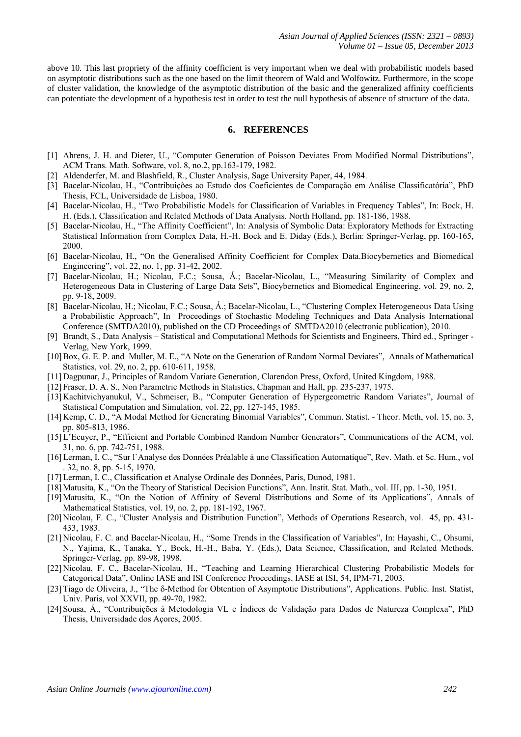above 10. This last propriety of the affinity coefficient is very important when we deal with probabilistic models based on asymptotic distributions such as the one based on the limit theorem of Wald and Wolfowitz. Furthermore, in the scope of cluster validation, the knowledge of the asymptotic distribution of the basic and the generalized affinity coefficients can potentiate the development of a hypothesis test in order to test the null hypothesis of absence of structure of the data.

## 6. REFERENCES

[1] Ahrens, J. H. and Dieter, U., "Computer Generation of Poisson Deviates From Modified Normal Distributions", ACM Trans. Math. Software, vol. 8, no.2, pp.163-179, 1982.

[2] Aldenderfer, M. and Blashfield, R., Cluster Analysis, Sage University Paper, 44, 1984.

[3] Bacelar-Nicolau, H., "Contribuições ao Estudo dos Coeficientes de Comparação em Análise Classificatória", PhD Thesis, FCL, Universidade de Lisboa, 1980.

[4] Bacelar-Nicolau, H., "Two Probabilistic Models for Classification of Variables in Frequency Tables", In: Bock, H. H. (Eds.), Classification and Related Methods of Data Analysis. North Holland, pp. 181-186, 1988.

[5] Bacelar-Nicolau, H., "The Affinity Coefficient", In: Analysis of Symbolic Data: Exploratory Methods for Extracting Statistical Information from Complex Data, H.-H. Bock and E. Diday (Eds.), Berlin: Springer-Verlag, pp. 160-165, 2000.

[6] Bacelar-Nicolau, H., "On the Generalised Affinity Coefficient for Complex Data.Biocybernetics and Biomedical Engineering", vol. 22, no. 1, pp. 31-42, 2002.

[7] Bacelar-Nicolau, H.; Nicolau, F.C.; Sousa, Á.; Bacelar-Nicolau, L., "Measuring Similarity of Complex and Heterogeneous Data in Clustering of Large Data Sets", Biocybernetics and Biomedical Engineering, vol. 29, no. 2, pp. 9-18, 2009.

[8] Bacelar-Nicolau, H.; Nicolau, F.C.; Sousa, Á.; Bacelar-Nicolau, L., "Clustering Complex Heterogeneous Data Using a Probabilistic Approach", In Proceedings of Stochastic Modeling Techniques and Data Analysis International Conference (SMTDA2010), published on the CD Proceedings of SMTDA2010 (electronic publication), 2010.

[9] Brandt, S., Data Analysis – Statistical and Computational Methods for Scientists and Engineers, Third ed., Springer - Verlag, New York, 1999.

[10] Box, G. E. P. and Muller, M. E., "A Note on the Generation of Random Normal Deviates", Annals of Mathematical Statistics, vol. 29, no. 2, pp. 610-611, 1958.

[11] Dagpunar, J., Principles of Random Variate Generation, Clarendon Press, Oxford, United Kingdom, 1988.

[12] Fraser, D. A. S., Non Parametric Methods in Statistics, Chapman and Hall, pp. 235-237, 1975.

[13] Kachitvichyanukul, V., Schmeiser, B., "Computer Generation of Hypergeometric Random Variates", Journal of Statistical Computation and Simulation, vol. 22, pp. 127-145, 1985.

[14] Kemp, C. D., "A Modal Method for Generating Binomial Variables", Commun. Statist. - Theor. Meth, vol. 15, no. 3, pp. 805-813, 1986.

[15] L'Ecuyer, P., "Efficient and Portable Combined Random Number Generators", Communications of the ACM, vol. 31, no. 6, pp. 742-751, 1988.

[16] Lerman, I. C., "Sur l`Analyse des Données Préalable à une Classification Automatique", Rev. Math. et Sc. Hum., vol . 32, no. 8, pp. 5-15, 1970.

[17] Lerman, I. C., Classification et Analyse Ordinale des Données, Paris, Dunod, 1981.

[18] Matusita, K., "On the Theory of Statistical Decision Functions", Ann. Instit. Stat. Math., vol. III, pp. 1-30, 1951.

[19] Matusita, K., "On the Notion of Affinity of Several Distributions and Some of its Applications", Annals of Mathematical Statistics, vol. 19, no. 2, pp. 181-192, 1967.

[20] Nicolau, F. C., "Cluster Analysis and Distribution Function", Methods of Operations Research, vol. 45, pp. 431-433, 1983.

[21] Nicolau, F. C. and Bacelar-Nicolau, H., "Some Trends in the Classification of Variables", In: Hayashi, C., Ohsumi, N., Yajima, K., Tanaka, Y., Bock, H.-H., Baba, Y. (Eds.), Data Science, Classification, and Related Methods. Springer-Verlag, pp. 89-98, 1998.

[22] Nicolau, F. C., Bacelar-Nicolau, H., "Teaching and Learning Hierarchical Clustering Probabilistic Models for Categorical Data", Online IASE and ISI Conference Proceedings, IASE at ISI, 54, IPM-71, 2003.

[23] Tiago de Oliveira, J., "The δ-Method for Obtention of Asymptotic Distributions", Applications. Public. Inst. Statist, Univ. Paris, vol XXVII, pp. 49-70, 1982.

[24] Sousa, Á., "Contribuições à Metodologia VL e Índices de Validação para Dados de Natureza Complexa", PhD Thesis, Universidade dos Açores, 2005.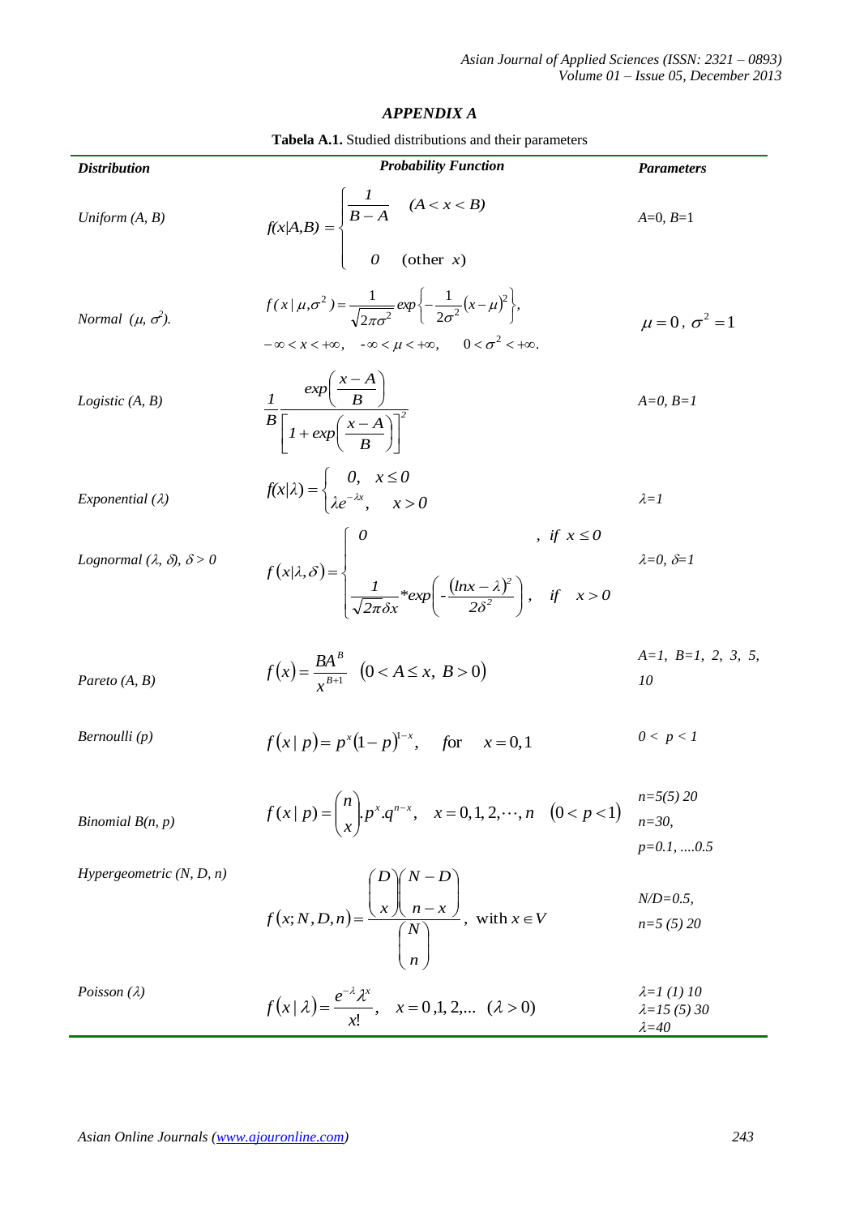## *APPENDIX A*

**Tabela A.1.** Studied distributions and their parameters

| *Distribution* | *Probability Function* | *Parameters* |
|---|---|---|
| *Uniform (A, B)* | $f(x\|A,B)=\begin{cases}\frac{1}{B-A} & (A<x<B)\\ 0 & (\text{other } x)\end{cases}$ | $A$=0, $B$=1 |
| *Normal* $(\mu, \sigma^2)$. | $f(x\mid\mu,\sigma^2)=\frac{1}{\sqrt{2\pi\sigma^2}}exp\left\{-\frac{1}{2\sigma^2}(x-\mu)^2\right\},$ $-\infty<x<+\infty,\quad -\infty<\mu<+\infty,\quad 0<\sigma^2<+\infty.$ | $\mu=0,\ \sigma^2=1$ |
| *Logistic (A, B)* | $\frac{1}{B}\frac{exp\left(\frac{x-A}{B}\right)}{\left[1+exp\left(\frac{x-A}{B}\right)\right]^2}$ | $A$=0, $B$=1 |
| *Exponential* ($\lambda$) | $f(x\|\lambda)=\begin{cases}0, & x\le 0\\ \lambda e^{-\lambda x}, & x>0\end{cases}$ | $\lambda$=1 |
| *Lognormal* ($\lambda$, $\delta$), $\delta > 0$ | $f(x\|\lambda,\delta)=\begin{cases}0 & ,\ if\ x\le 0\\ \frac{1}{\sqrt{2\pi}\delta x}*exp\left(-\frac{(lnx-\lambda)^2}{2\delta^2}\right), & if\quad x>0\end{cases}$ | $\lambda$=0, $\delta$=1 |
| *Pareto (A, B)* | $f(x)=\frac{BA^B}{x^{B+1}}\quad(0<A\le x,\ B>0)$ | $A$=1, $B$=1, 2, 3, 5, 10 |
| *Bernoulli (p)* | $f(x\mid p)=p^x(1-p)^{1-x},\quad for\quad x=0,1$ | $0 < p < 1$ |
| *Binomial B(n, p)* | $f(x\mid p)=\binom{n}{x}.p^x.q^{n-x},\quad x=0,1,2,\cdots,n\quad(0<p<1)$ | $n$=5(5) 20 $n$=30, $p$=0.1, ....0.5 |
| *Hypergeometric (N, D, n)* | $f(x;N,D,n)=\frac{\binom{D}{x}\binom{N-D}{n-x}}{\binom{N}{n}},\ \text{with } x\in V$ | $N/D$=0.5, $n$=5 (5) 20 |
| *Poisson* ($\lambda$) | $f(x\mid\lambda)=\frac{e^{-\lambda}\lambda^x}{x!},\quad x=0,1,2,...\ (\lambda>0)$ | $\lambda$=1 (1) 10 $\lambda$=15 (5) 30 $\lambda$=40 |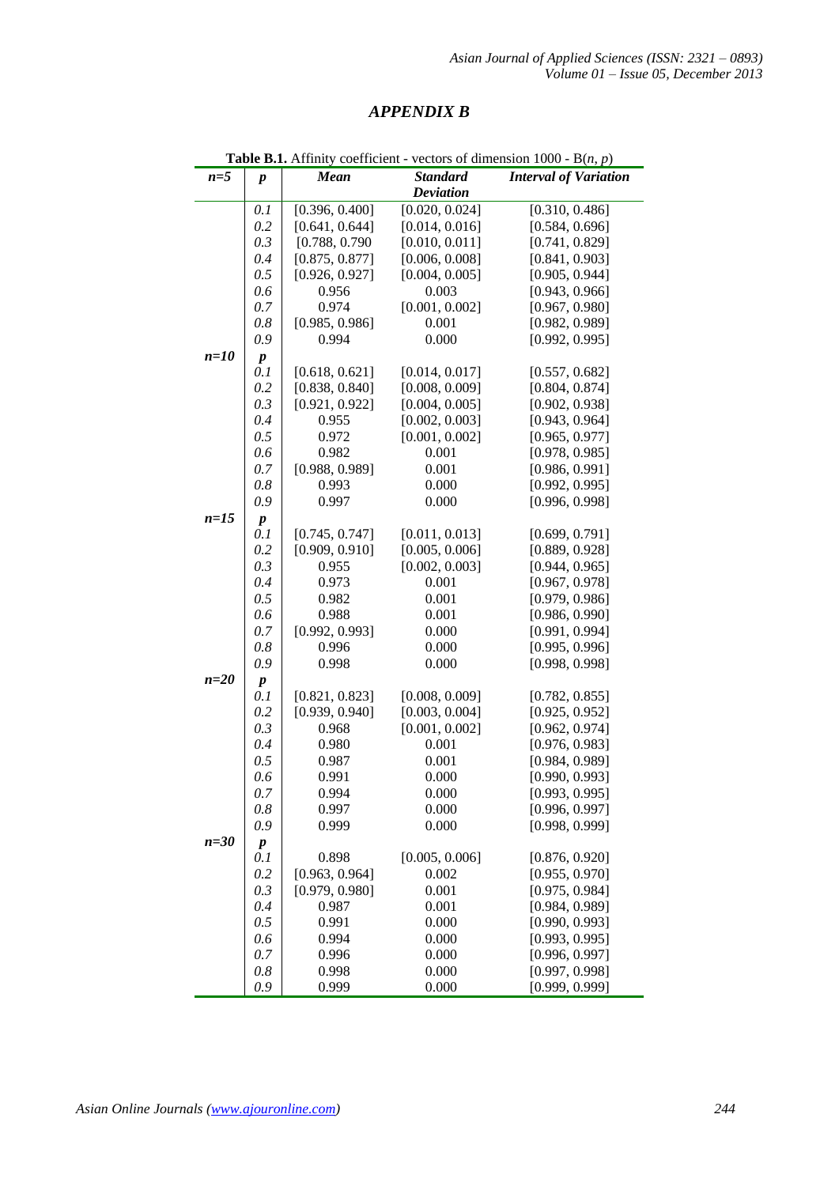# *APPENDIX B*

**Table B.1.** Affinity coefficient - vectors of dimension 1000 - B(*n*, *p*)

| *n=5* | *p* | *Mean* | *Standard Deviation* | *Interval of Variation* |
|---|---|---|---|---|
| | 0.1 | [0.396, 0.400] | [0.020, 0.024] | [0.310, 0.486] |
| | 0.2 | [0.641, 0.644] | [0.014, 0.016] | [0.584, 0.696] |
| | 0.3 | [0.788, 0.790 | [0.010, 0.011] | [0.741, 0.829] |
| | 0.4 | [0.875, 0.877] | [0.006, 0.008] | [0.841, 0.903] |
| | 0.5 | [0.926, 0.927] | [0.004, 0.005] | [0.905, 0.944] |
| | 0.6 | 0.956 | 0.003 | [0.943, 0.966] |
| | 0.7 | 0.974 | [0.001, 0.002] | [0.967, 0.980] |
| | 0.8 | [0.985, 0.986] | 0.001 | [0.982, 0.989] |
| | 0.9 | 0.994 | 0.000 | [0.992, 0.995] |
| *n=10* | *p* | | | |
| | 0.1 | [0.618, 0.621] | [0.014, 0.017] | [0.557, 0.682] |
| | 0.2 | [0.838, 0.840] | [0.008, 0.009] | [0.804, 0.874] |
| | 0.3 | [0.921, 0.922] | [0.004, 0.005] | [0.902, 0.938] |
| | 0.4 | 0.955 | [0.002, 0.003] | [0.943, 0.964] |
| | 0.5 | 0.972 | [0.001, 0.002] | [0.965, 0.977] |
| | 0.6 | 0.982 | 0.001 | [0.978, 0.985] |
| | 0.7 | [0.988, 0.989] | 0.001 | [0.986, 0.991] |
| | 0.8 | 0.993 | 0.000 | [0.992, 0.995] |
| | 0.9 | 0.997 | 0.000 | [0.996, 0.998] |
| *n=15* | *p* | | | |
| | 0.1 | [0.745, 0.747] | [0.011, 0.013] | [0.699, 0.791] |
| | 0.2 | [0.909, 0.910] | [0.005, 0.006] | [0.889, 0.928] |
| | 0.3 | 0.955 | [0.002, 0.003] | [0.944, 0.965] |
| | 0.4 | 0.973 | 0.001 | [0.967, 0.978] |
| | 0.5 | 0.982 | 0.001 | [0.979, 0.986] |
| | 0.6 | 0.988 | 0.001 | [0.986, 0.990] |
| | 0.7 | [0.992, 0.993] | 0.000 | [0.991, 0.994] |
| | 0.8 | 0.996 | 0.000 | [0.995, 0.996] |
| | 0.9 | 0.998 | 0.000 | [0.998, 0.998] |
| *n=20* | *p* | | | |
| | 0.1 | [0.821, 0.823] | [0.008, 0.009] | [0.782, 0.855] |
| | 0.2 | [0.939, 0.940] | [0.003, 0.004] | [0.925, 0.952] |
| | 0.3 | 0.968 | [0.001, 0.002] | [0.962, 0.974] |
| | 0.4 | 0.980 | 0.001 | [0.976, 0.983] |
| | 0.5 | 0.987 | 0.001 | [0.984, 0.989] |
| | 0.6 | 0.991 | 0.000 | [0.990, 0.993] |
| | 0.7 | 0.994 | 0.000 | [0.993, 0.995] |
| | 0.8 | 0.997 | 0.000 | [0.996, 0.997] |
| | 0.9 | 0.999 | 0.000 | [0.998, 0.999] |
| *n=30* | *p* | | | |
| | 0.1 | 0.898 | [0.005, 0.006] | [0.876, 0.920] |
| | 0.2 | [0.963, 0.964] | 0.002 | [0.955, 0.970] |
| | 0.3 | [0.979, 0.980] | 0.001 | [0.975, 0.984] |
| | 0.4 | 0.987 | 0.001 | [0.984, 0.989] |
| | 0.5 | 0.991 | 0.000 | [0.990, 0.993] |
| | 0.6 | 0.994 | 0.000 | [0.993, 0.995] |
| | 0.7 | 0.996 | 0.000 | [0.996, 0.997] |
| | 0.8 | 0.998 | 0.000 | [0.997, 0.998] |
| | 0.9 | 0.999 | 0.000 | [0.999, 0.999] |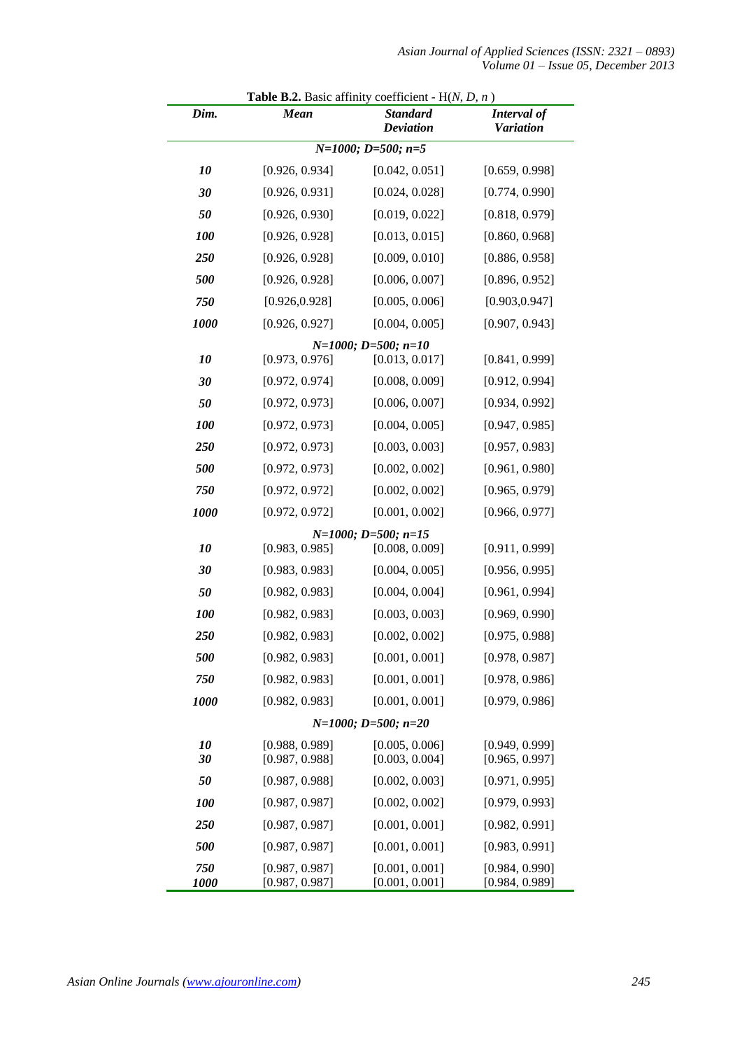**Table B.2.** Basic affinity coefficient - H(*N*, *D*, *n* )

| *Dim.* | *Mean* | *Standard Deviation* | *Interval of Variation* |
|---|---|---|---|
| | *N=1000; D=500; n=5* | | |
| *10* | [0.926, 0.934] | [0.042, 0.051] | [0.659, 0.998] |
| *30* | [0.926, 0.931] | [0.024, 0.028] | [0.774, 0.990] |
| *50* | [0.926, 0.930] | [0.019, 0.022] | [0.818, 0.979] |
| *100* | [0.926, 0.928] | [0.013, 0.015] | [0.860, 0.968] |
| *250* | [0.926, 0.928] | [0.009, 0.010] | [0.886, 0.958] |
| *500* | [0.926, 0.928] | [0.006, 0.007] | [0.896, 0.952] |
| *750* | [0.926,0.928] | [0.005, 0.006] | [0.903,0.947] |
| *1000* | [0.926, 0.927] | [0.004, 0.005] | [0.907, 0.943] |
| | *N=1000; D=500; n=10* | | |
| *10* | [0.973, 0.976] | [0.013, 0.017] | [0.841, 0.999] |
| *30* | [0.972, 0.974] | [0.008, 0.009] | [0.912, 0.994] |
| *50* | [0.972, 0.973] | [0.006, 0.007] | [0.934, 0.992] |
| *100* | [0.972, 0.973] | [0.004, 0.005] | [0.947, 0.985] |
| *250* | [0.972, 0.973] | [0.003, 0.003] | [0.957, 0.983] |
| *500* | [0.972, 0.973] | [0.002, 0.002] | [0.961, 0.980] |
| *750* | [0.972, 0.972] | [0.002, 0.002] | [0.965, 0.979] |
| *1000* | [0.972, 0.972] | [0.001, 0.002] | [0.966, 0.977] |
| | *N=1000; D=500; n=15* | | |
| *10* | [0.983, 0.985] | [0.008, 0.009] | [0.911, 0.999] |
| *30* | [0.983, 0.983] | [0.004, 0.005] | [0.956, 0.995] |
| *50* | [0.982, 0.983] | [0.004, 0.004] | [0.961, 0.994] |
| *100* | [0.982, 0.983] | [0.003, 0.003] | [0.969, 0.990] |
| *250* | [0.982, 0.983] | [0.002, 0.002] | [0.975, 0.988] |
| *500* | [0.982, 0.983] | [0.001, 0.001] | [0.978, 0.987] |
| *750* | [0.982, 0.983] | [0.001, 0.001] | [0.978, 0.986] |
| *1000* | [0.982, 0.983] | [0.001, 0.001] | [0.979, 0.986] |
| | *N=1000; D=500; n=20* | | |
| *10* | [0.988, 0.989] | [0.005, 0.006] | [0.949, 0.999] |
| *30* | [0.987, 0.988] | [0.003, 0.004] | [0.965, 0.997] |
| *50* | [0.987, 0.988] | [0.002, 0.003] | [0.971, 0.995] |
| *100* | [0.987, 0.987] | [0.002, 0.002] | [0.979, 0.993] |
| *250* | [0.987, 0.987] | [0.001, 0.001] | [0.982, 0.991] |
| *500* | [0.987, 0.987] | [0.001, 0.001] | [0.983, 0.991] |
| *750* | [0.987, 0.987] | [0.001, 0.001] | [0.984, 0.990] |
| *1000* | [0.987, 0.987] | [0.001, 0.001] | [0.984, 0.989] |